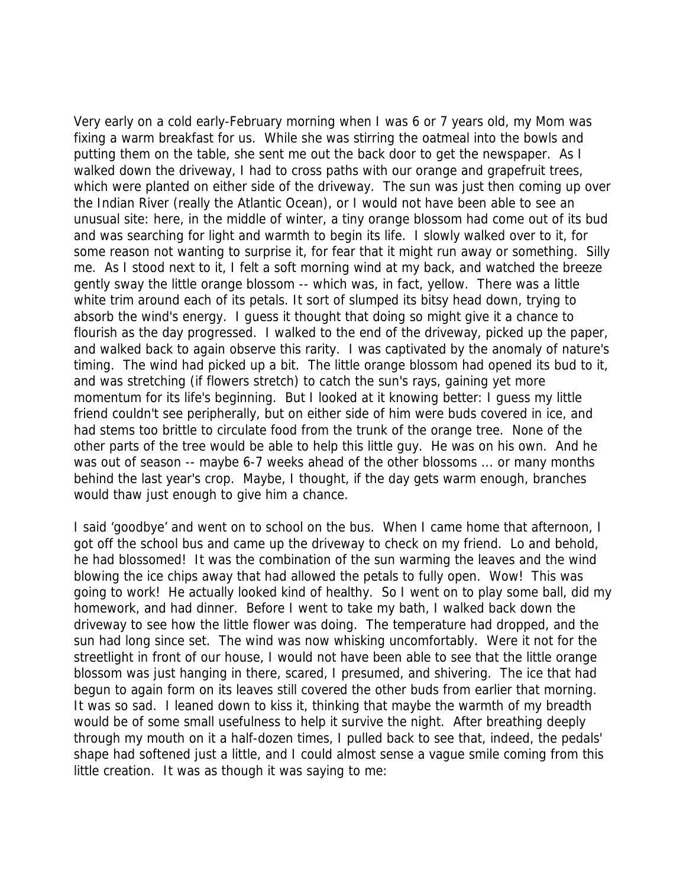Very early on a cold early-February morning when I was 6 or 7 years old, my Mom was fixing a warm breakfast for us. While she was stirring the oatmeal into the bowls and putting them on the table, she sent me out the back door to get the newspaper. As I walked down the driveway, I had to cross paths with our orange and grapefruit trees, which were planted on either side of the driveway. The sun was just then coming up over the Indian River (really the Atlantic Ocean), or I would not have been able to see an unusual site: here, in the middle of winter, a tiny orange blossom had come out of its bud and was searching for light and warmth to begin its life. I slowly walked over to it, for some reason not wanting to surprise it, for fear that it might run away or something. Silly me. As I stood next to it, I felt a soft morning wind at my back, and watched the breeze gently sway the little orange blossom -- which was, in fact, yellow. There was a little white trim around each of its petals. It sort of slumped its bitsy head down, trying to absorb the wind's energy. I guess it thought that doing so might give it a chance to flourish as the day progressed. I walked to the end of the driveway, picked up the paper, and walked back to again observe this rarity. I was captivated by the anomaly of nature's timing. The wind had picked up a bit. The little orange blossom had opened its bud to it, and was stretching (if flowers stretch) to catch the sun's rays, gaining yet more momentum for its life's beginning. But I looked at it knowing better: I guess my little friend couldn't see peripherally, but on either side of him were buds covered in ice, and had stems too brittle to circulate food from the trunk of the orange tree. None of the other parts of the tree would be able to help this little guy. He was on his own. And he was out of season -- maybe 6-7 weeks ahead of the other blossoms ... or many months behind the last year's crop. Maybe, I thought, if the day gets warm enough, branches would thaw just enough to give him a chance.

I said 'goodbye' and went on to school on the bus. When I came home that afternoon, I got off the school bus and came up the driveway to check on my friend. Lo and behold, he had blossomed! It was the combination of the sun warming the leaves and the wind blowing the ice chips away that had allowed the petals to fully open. Wow! This was going to work! He actually looked kind of healthy. So I went on to play some ball, did my homework, and had dinner. Before I went to take my bath, I walked back down the driveway to see how the little flower was doing. The temperature had dropped, and the sun had long since set. The wind was now whisking uncomfortably. Were it not for the streetlight in front of our house, I would not have been able to see that the little orange blossom was just hanging in there, scared, I presumed, and shivering. The ice that had begun to again form on its leaves still covered the other buds from earlier that morning. It was so sad. I leaned down to kiss it, thinking that maybe the warmth of my breadth would be of some small usefulness to help it survive the night. After breathing deeply through my mouth on it a half-dozen times, I pulled back to see that, indeed, the pedals' shape had softened just a little, and I could almost sense a vague smile coming from this little creation. It was as though it was saying to me: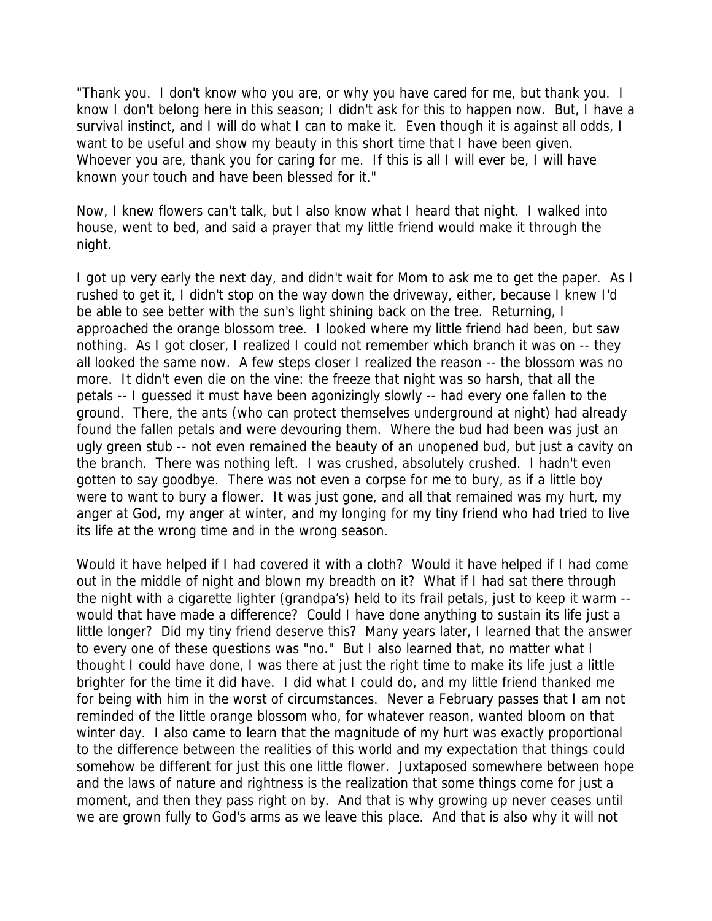"Thank you. I don't know who you are, or why you have cared for me, but thank you. I know I don't belong here in this season; I didn't ask for this to happen now. But, I have a survival instinct, and I will do what I can to make it. Even though it is against all odds, I want to be useful and show my beauty in this short time that I have been given. Whoever you are, thank you for caring for me. If this is all I will ever be, I will have known your touch and have been blessed for it."

Now, I knew flowers can't talk, but I also know what I heard that night. I walked into house, went to bed, and said a prayer that my little friend would make it through the night.

I got up very early the next day, and didn't wait for Mom to ask me to get the paper. As I rushed to get it, I didn't stop on the way down the driveway, either, because I knew I'd be able to see better with the sun's light shining back on the tree. Returning, I approached the orange blossom tree. I looked where my little friend had been, but saw nothing. As I got closer, I realized I could not remember which branch it was on -- they all looked the same now. A few steps closer I realized the reason -- the blossom was no more. It didn't even die on the vine: the freeze that night was so harsh, that all the petals -- I guessed it must have been agonizingly slowly -- had every one fallen to the ground. There, the ants (who can protect themselves underground at night) had already found the fallen petals and were devouring them. Where the bud had been was just an ugly green stub -- not even remained the beauty of an unopened bud, but just a cavity on the branch. There was nothing left. I was crushed, absolutely crushed. I hadn't even gotten to say goodbye. There was not even a corpse for me to bury, as if a little boy were to want to bury a flower. It was just gone, and all that remained was my hurt, my anger at God, my anger at winter, and my longing for my tiny friend who had tried to live its life at the wrong time and in the wrong season.

Would it have helped if I had covered it with a cloth? Would it have helped if I had come out in the middle of night and blown my breadth on it? What if I had sat there through the night with a cigarette lighter (grandpa's) held to its frail petals, just to keep it warm -- would that have made a difference? Could I have done anything to sustain its life just a little longer? Did my tiny friend deserve this? Many years later, I learned that the answer to every one of these questions was "no." But I also learned that, no matter what I thought I could have done, I was there at just the right time to make its life just a little brighter for the time it did have. I did what I could do, and my little friend thanked me for being with him in the worst of circumstances. Never a February passes that I am not reminded of the little orange blossom who, for whatever reason, wanted bloom on that winter day. I also came to learn that the magnitude of my hurt was exactly proportional to the difference between the realities of this world and my expectation that things could somehow be different for just this one little flower. Juxtaposed somewhere between hope and the laws of nature and rightness is the realization that some things come for just a moment, and then they pass right on by. And that is why growing up never ceases until we are grown fully to God's arms as we leave this place. And that is also why it will not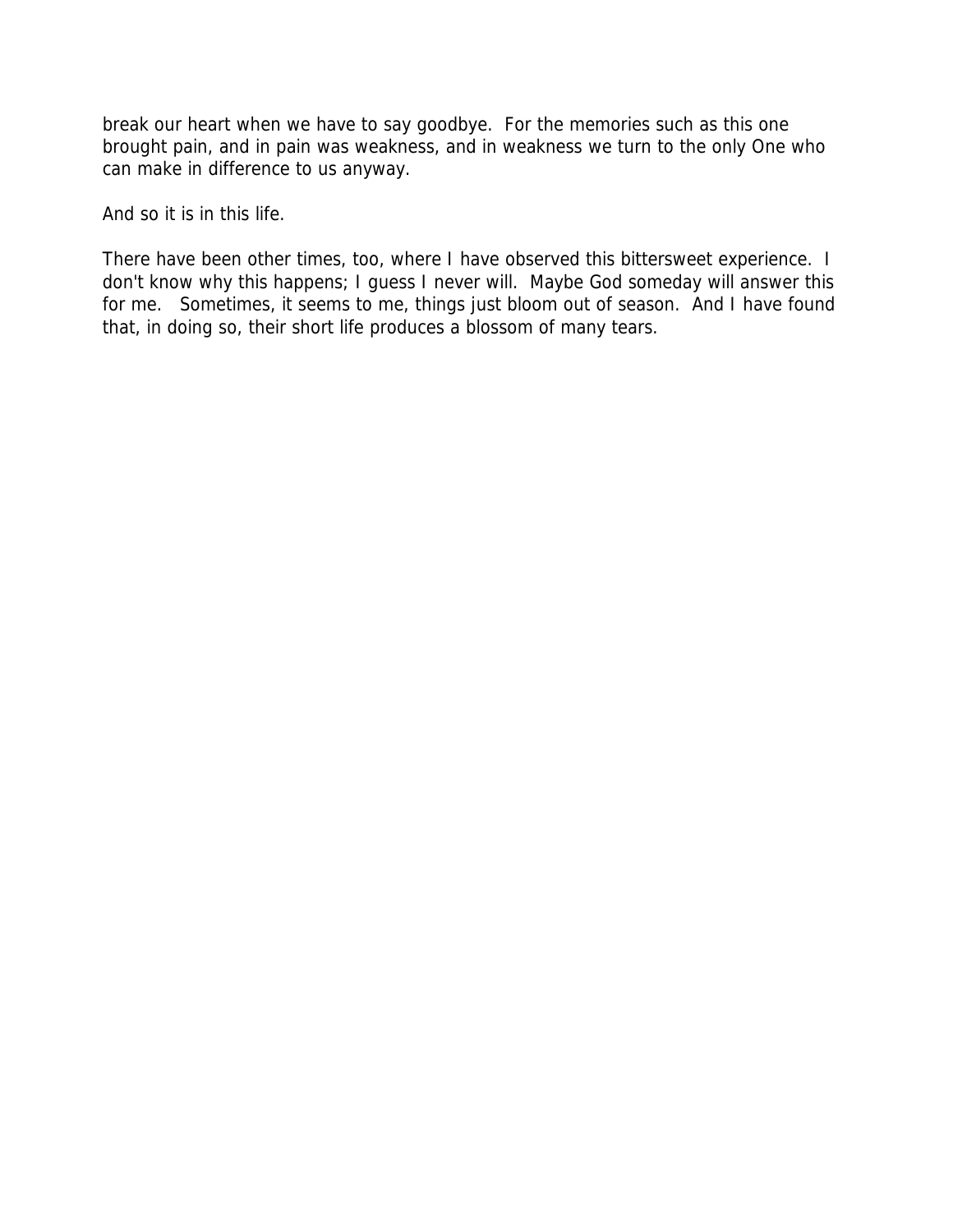break our heart when we have to say goodbye. For the memories such as this one brought pain, and in pain was weakness, and in weakness we turn to the only One who can make in difference to us anyway.

And so it is in this life.

There have been other times, too, where I have observed this bittersweet experience. I don't know why this happens; I guess I never will. Maybe God someday will answer this for me. Sometimes, it seems to me, things just bloom out of season. And I have found that, in doing so, their short life produces a blossom of many tears.